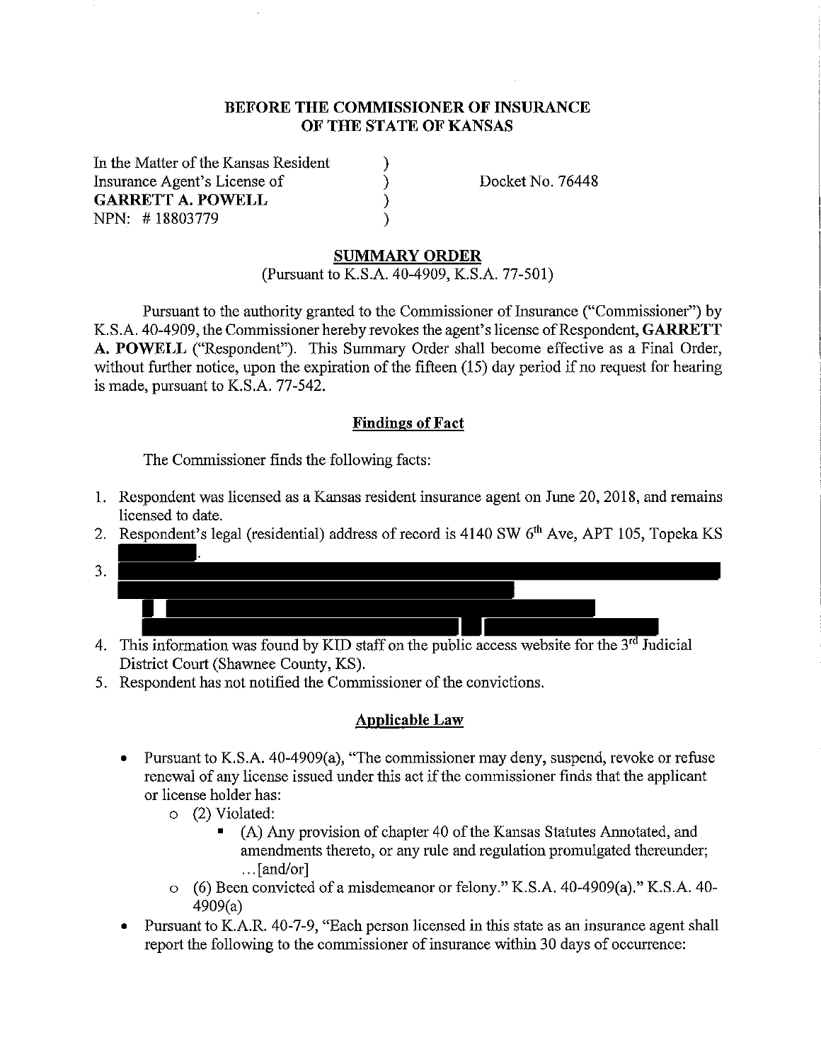**BEFORE THE COMMISSIONER OF INSURANCE**
**OF THE STATE OF KANSAS**

In the Matter of the Kansas Resident )
Insurance Agent's License of ) Docket No. 76448
**GARRETT A. POWELL** )
NPN: # 18803779 )

**SUMMARY ORDER**

(Pursuant to K.S.A. 40-4909, K.S.A. 77-501)

Pursuant to the authority granted to the Commissioner of Insurance ("Commissioner") by K.S.A. 40-4909, the Commissioner hereby revokes the agent's license of Respondent, **GARRETT A. POWELL** ("Respondent"). This Summary Order shall become effective as a Final Order, without further notice, upon the expiration of the fifteen (15) day period if no request for hearing is made, pursuant to K.S.A. 77-542.

**Findings of Fact**

The Commissioner finds the following facts:

1. Respondent was licensed as a Kansas resident insurance agent on June 20, 2018, and remains licensed to date.
2. Respondent's legal (residential) address of record is 4140 SW 6th Ave, APT 105, Topeka KS [REDACTED].
3. [REDACTED]
4. This information was found by KID staff on the public access website for the 3rd Judicial District Court (Shawnee County, KS).
5. Respondent has not notified the Commissioner of the convictions.

**Applicable Law**

- Pursuant to K.S.A. 40-4909(a), "The commissioner may deny, suspend, revoke or refuse renewal of any license issued under this act if the commissioner finds that the applicant or license holder has:
  - (2) Violated:
    - (A) Any provision of chapter 40 of the Kansas Statutes Annotated, and amendments thereto, or any rule and regulation promulgated thereunder; ...[and/or]
  - (6) Been convicted of a misdemeanor or felony." K.S.A. 40-4909(a)." K.S.A. 40-4909(a)
- Pursuant to K.A.R. 40-7-9, "Each person licensed in this state as an insurance agent shall report the following to the commissioner of insurance within 30 days of occurrence: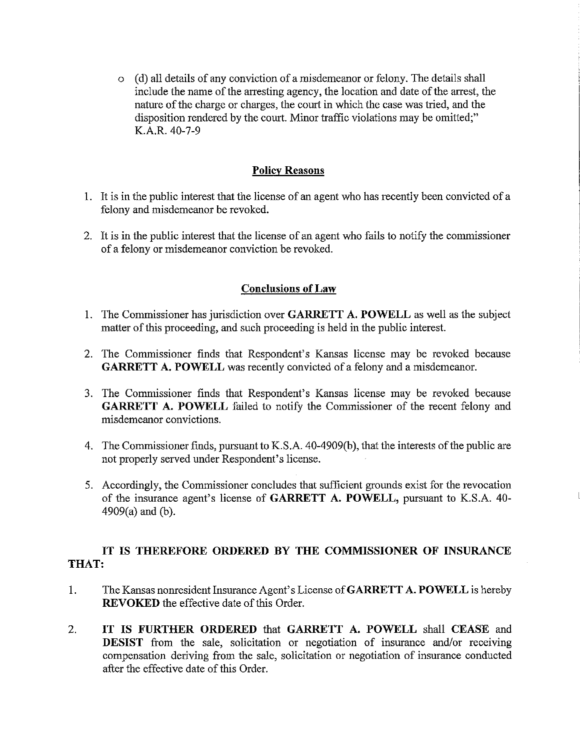- (d) all details of any conviction of a misdemeanor or felony. The details shall include the name of the arresting agency, the location and date of the arrest, the nature of the charge or charges, the court in which the case was tried, and the disposition rendered by the court. Minor traffic violations may be omitted;" K.A.R. 40-7-9

## Policy Reasons

1. It is in the public interest that the license of an agent who has recently been convicted of a felony and misdemeanor be revoked.

2. It is in the public interest that the license of an agent who fails to notify the commissioner of a felony or misdemeanor conviction be revoked.

## Conclusions of Law

1. The Commissioner has jurisdiction over **GARRETT A. POWELL** as well as the subject matter of this proceeding, and such proceeding is held in the public interest.

2. The Commissioner finds that Respondent's Kansas license may be revoked because **GARRETT A. POWELL** was recently convicted of a felony and a misdemeanor.

3. The Commissioner finds that Respondent's Kansas license may be revoked because **GARRETT A. POWELL** failed to notify the Commissioner of the recent felony and misdemeanor convictions.

4. The Commissioner finds, pursuant to K.S.A. 40-4909(b), that the interests of the public are not properly served under Respondent's license.

5. Accordingly, the Commissioner concludes that sufficient grounds exist for the revocation of the insurance agent's license of **GARRETT A. POWELL,** pursuant to K.S.A. 40-4909(a) and (b).

**IT IS THEREFORE ORDERED BY THE COMMISSIONER OF INSURANCE THAT:**

1. The Kansas nonresident Insurance Agent's License of **GARRETT A. POWELL** is hereby **REVOKED** the effective date of this Order.

2. **IT IS FURTHER ORDERED** that **GARRETT A. POWELL** shall **CEASE** and **DESIST** from the sale, solicitation or negotiation of insurance and/or receiving compensation deriving from the sale, solicitation or negotiation of insurance conducted after the effective date of this Order.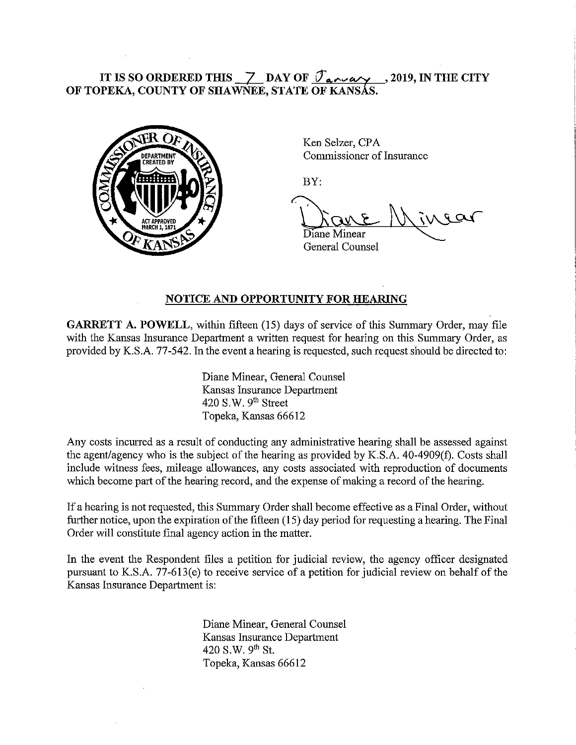**IT IS SO ORDERED THIS 7 DAY OF January, 2019, IN THE CITY OF TOPEKA, COUNTY OF SHAWNEE, STATE OF KANSAS.**

Ken Selzer, CPA
Commissioner of Insurance

BY:

Diane Minear
General Counsel

## NOTICE AND OPPORTUNITY FOR HEARING

**GARRETT A. POWELL**, within fifteen (15) days of service of this Summary Order, may file with the Kansas Insurance Department a written request for hearing on this Summary Order, as provided by K.S.A. 77-542. In the event a hearing is requested, such request should be directed to:

Diane Minear, General Counsel
Kansas Insurance Department
420 S.W. 9th Street
Topeka, Kansas 66612

Any costs incurred as a result of conducting any administrative hearing shall be assessed against the agent/agency who is the subject of the hearing as provided by K.S.A. 40-4909(f). Costs shall include witness fees, mileage allowances, any costs associated with reproduction of documents which become part of the hearing record, and the expense of making a record of the hearing.

If a hearing is not requested, this Summary Order shall become effective as a Final Order, without further notice, upon the expiration of the fifteen (15) day period for requesting a hearing. The Final Order will constitute final agency action in the matter.

In the event the Respondent files a petition for judicial review, the agency officer designated pursuant to K.S.A. 77-613(e) to receive service of a petition for judicial review on behalf of the Kansas Insurance Department is:

Diane Minear, General Counsel
Kansas Insurance Department
420 S.W. 9th St.
Topeka, Kansas 66612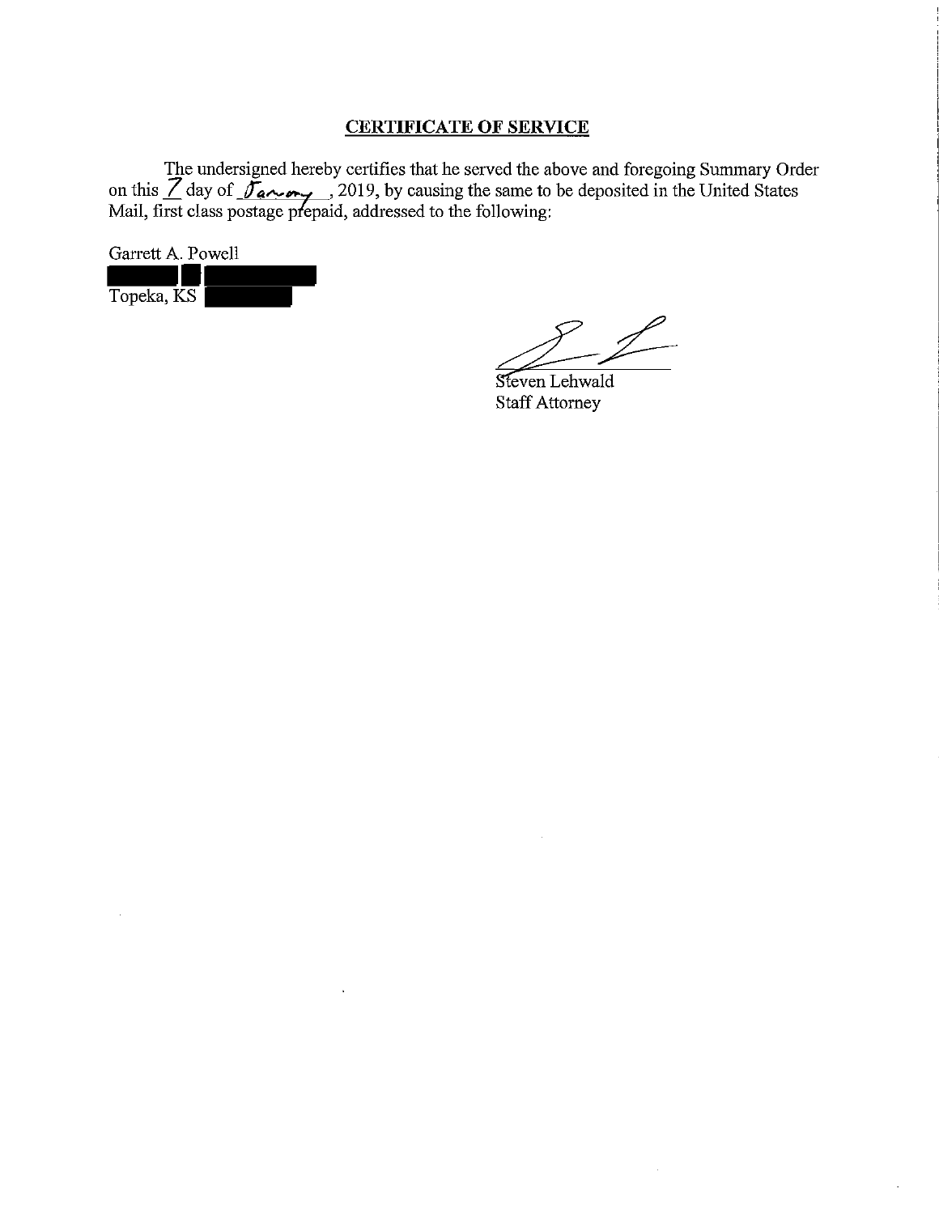## CERTIFICATE OF SERVICE

The undersigned hereby certifies that he served the above and foregoing Summary Order on this 7 day of January, 2019, by causing the same to be deposited in the United States Mail, first class postage prepaid, addressed to the following:

Garrett A. Powell  
Topeka, KS

Steven Lehwald  
Staff Attorney